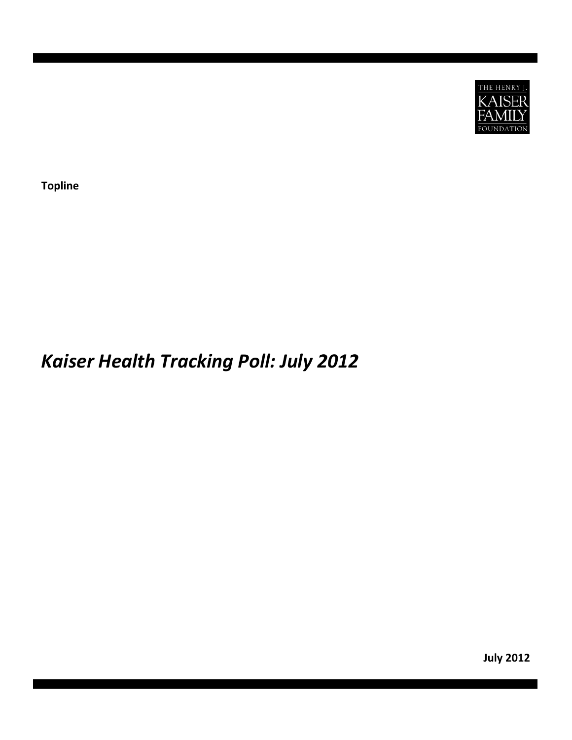THE HENRY J. KAISER FAMILY FOUNDATION

**Topline**

# *Kaiser Health Tracking Poll: July 2012*

**July 2012**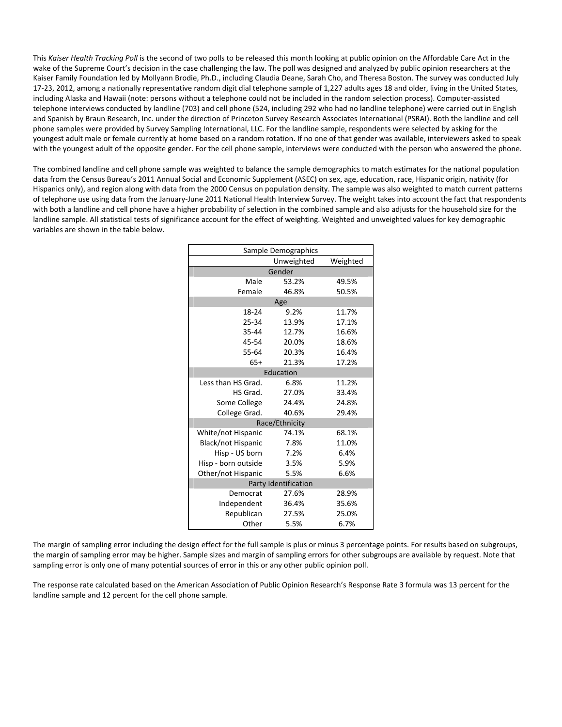This *Kaiser Health Tracking Poll* is the second of two polls to be released this month looking at public opinion on the Affordable Care Act in the wake of the Supreme Court's decision in the case challenging the law. The poll was designed and analyzed by public opinion researchers at the Kaiser Family Foundation led by Mollyann Brodie, Ph.D., including Claudia Deane, Sarah Cho, and Theresa Boston. The survey was conducted July 17-23, 2012, among a nationally representative random digit dial telephone sample of 1,227 adults ages 18 and older, living in the United States, including Alaska and Hawaii (note: persons without a telephone could not be included in the random selection process). Computer-assisted telephone interviews conducted by landline (703) and cell phone (524, including 292 who had no landline telephone) were carried out in English and Spanish by Braun Research, Inc. under the direction of Princeton Survey Research Associates International (PSRAI). Both the landline and cell phone samples were provided by Survey Sampling International, LLC. For the landline sample, respondents were selected by asking for the youngest adult male or female currently at home based on a random rotation. If no one of that gender was available, interviewers asked to speak with the youngest adult of the opposite gender. For the cell phone sample, interviews were conducted with the person who answered the phone.

The combined landline and cell phone sample was weighted to balance the sample demographics to match estimates for the national population data from the Census Bureau's 2011 Annual Social and Economic Supplement (ASEC) on sex, age, education, race, Hispanic origin, nativity (for Hispanics only), and region along with data from the 2000 Census on population density. The sample was also weighted to match current patterns of telephone use using data from the January-June 2011 National Health Interview Survey. The weight takes into account the fact that respondents with both a landline and cell phone have a higher probability of selection in the combined sample and also adjusts for the household size for the landline sample. All statistical tests of significance account for the effect of weighting. Weighted and unweighted values for key demographic variables are shown in the table below.

| Sample Demographics | | |
|---|---|---|
| | Unweighted | Weighted |
| **Gender** | | |
| Male | 53.2% | 49.5% |
| Female | 46.8% | 50.5% |
| **Age** | | |
| 18-24 | 9.2% | 11.7% |
| 25-34 | 13.9% | 17.1% |
| 35-44 | 12.7% | 16.6% |
| 45-54 | 20.0% | 18.6% |
| 55-64 | 20.3% | 16.4% |
| 65+ | 21.3% | 17.2% |
| **Education** | | |
| Less than HS Grad. | 6.8% | 11.2% |
| HS Grad. | 27.0% | 33.4% |
| Some College | 24.4% | 24.8% |
| College Grad. | 40.6% | 29.4% |
| **Race/Ethnicity** | | |
| White/not Hispanic | 74.1% | 68.1% |
| Black/not Hispanic | 7.8% | 11.0% |
| Hisp - US born | 7.2% | 6.4% |
| Hisp - born outside | 3.5% | 5.9% |
| Other/not Hispanic | 5.5% | 6.6% |
| **Party Identification** | | |
| Democrat | 27.6% | 28.9% |
| Independent | 36.4% | 35.6% |
| Republican | 27.5% | 25.0% |
| Other | 5.5% | 6.7% |

The margin of sampling error including the design effect for the full sample is plus or minus 3 percentage points. For results based on subgroups, the margin of sampling error may be higher. Sample sizes and margin of sampling errors for other subgroups are available by request. Note that sampling error is only one of many potential sources of error in this or any other public opinion poll.

The response rate calculated based on the American Association of Public Opinion Research's Response Rate 3 formula was 13 percent for the landline sample and 12 percent for the cell phone sample.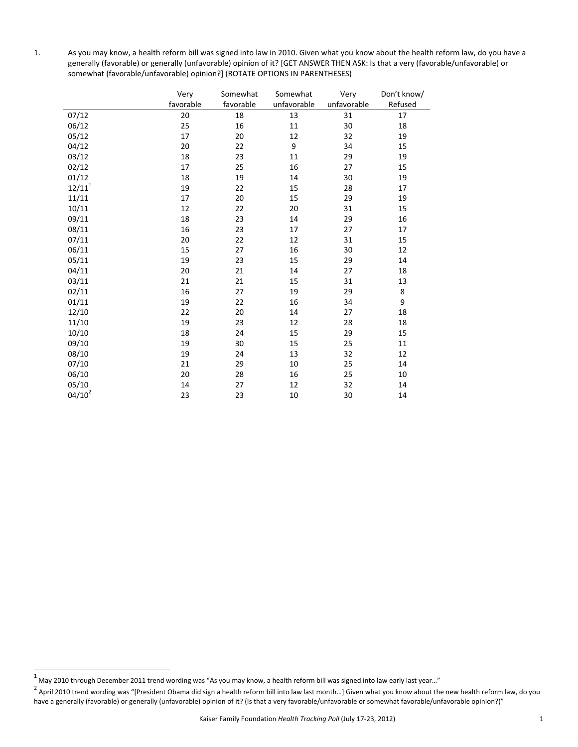1. As you may know, a health reform bill was signed into law in 2010. Given what you know about the health reform law, do you have a generally (favorable) or generally (unfavorable) opinion of it? [GET ANSWER THEN ASK: Is that a very (favorable/unfavorable) or somewhat (favorable/unfavorable) opinion?] (ROTATE OPTIONS IN PARENTHESES)

| | Very favorable | Somewhat favorable | Somewhat unfavorable | Very unfavorable | Don't know/ Refused |
|---|---|---|---|---|---|
| 07/12 | 20 | 18 | 13 | 31 | 17 |
| 06/12 | 25 | 16 | 11 | 30 | 18 |
| 05/12 | 17 | 20 | 12 | 32 | 19 |
| 04/12 | 20 | 22 | 9 | 34 | 15 |
| 03/12 | 18 | 23 | 11 | 29 | 19 |
| 02/12 | 17 | 25 | 16 | 27 | 15 |
| 01/12 | 18 | 19 | 14 | 30 | 19 |
| 12/11[1] | 19 | 22 | 15 | 28 | 17 |
| 11/11 | 17 | 20 | 15 | 29 | 19 |
| 10/11 | 12 | 22 | 20 | 31 | 15 |
| 09/11 | 18 | 23 | 14 | 29 | 16 |
| 08/11 | 16 | 23 | 17 | 27 | 17 |
| 07/11 | 20 | 22 | 12 | 31 | 15 |
| 06/11 | 15 | 27 | 16 | 30 | 12 |
| 05/11 | 19 | 23 | 15 | 29 | 14 |
| 04/11 | 20 | 21 | 14 | 27 | 18 |
| 03/11 | 21 | 21 | 15 | 31 | 13 |
| 02/11 | 16 | 27 | 19 | 29 | 8 |
| 01/11 | 19 | 22 | 16 | 34 | 9 |
| 12/10 | 22 | 20 | 14 | 27 | 18 |
| 11/10 | 19 | 23 | 12 | 28 | 18 |
| 10/10 | 18 | 24 | 15 | 29 | 15 |
| 09/10 | 19 | 30 | 15 | 25 | 11 |
| 08/10 | 19 | 24 | 13 | 32 | 12 |
| 07/10 | 21 | 29 | 10 | 25 | 14 |
| 06/10 | 20 | 28 | 16 | 25 | 10 |
| 05/10 | 14 | 27 | 12 | 32 | 14 |
| 04/10[2] | 23 | 23 | 10 | 30 | 14 |

[1] May 2010 through December 2011 trend wording was "As you may know, a health reform bill was signed into law early last year…"

[2] April 2010 trend wording was "[President Obama did sign a health reform bill into law last month…] Given what you know about the new health reform law, do you have a generally (favorable) or generally (unfavorable) opinion of it? (Is that a very favorable/unfavorable or somewhat favorable/unfavorable opinion?)"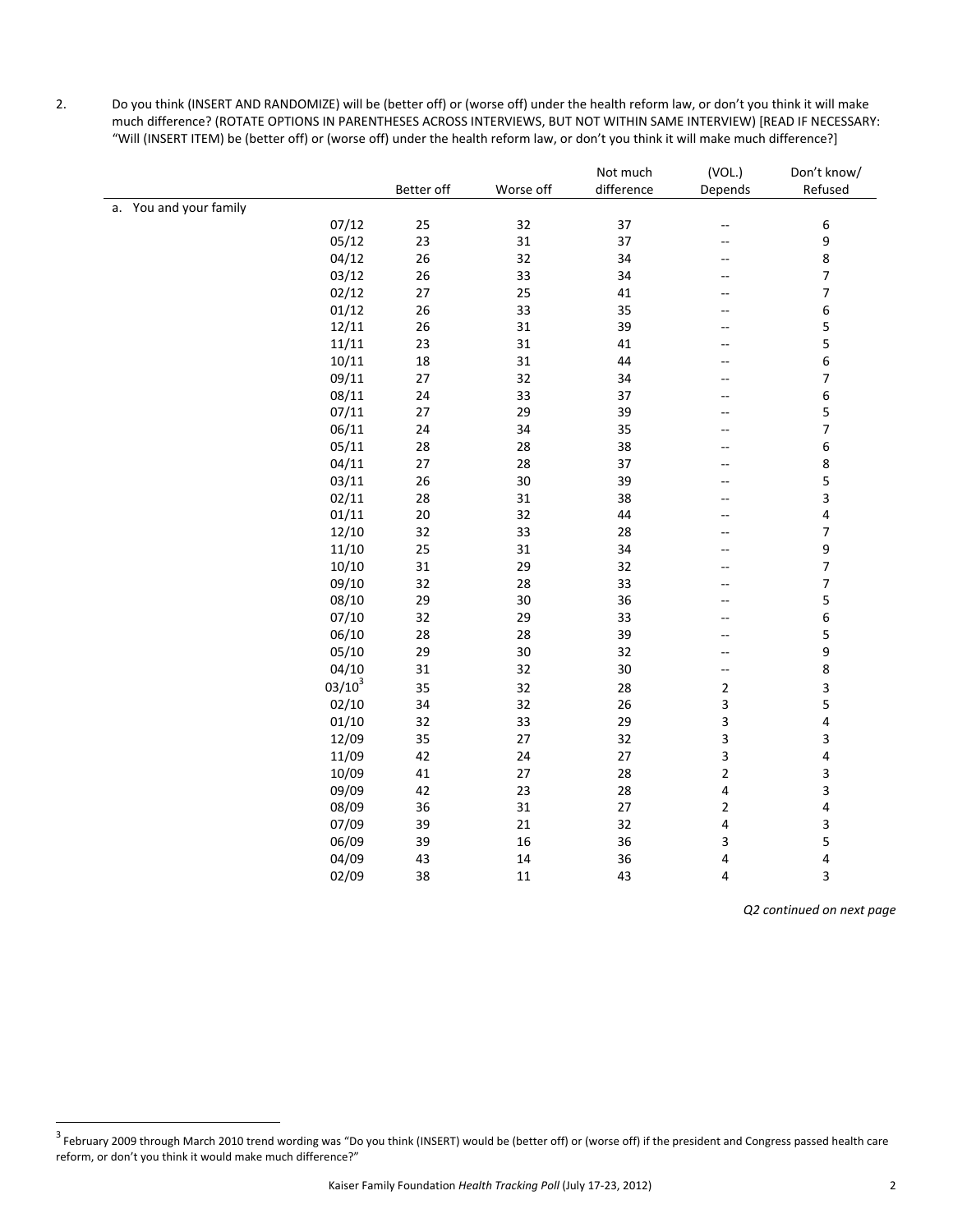2. Do you think (INSERT AND RANDOMIZE) will be (better off) or (worse off) under the health reform law, or don't you think it will make much difference? (ROTATE OPTIONS IN PARENTHESES ACROSS INTERVIEWS, BUT NOT WITHIN SAME INTERVIEW) [READ IF NECESSARY: "Will (INSERT ITEM) be (better off) or (worse off) under the health reform law, or don't you think it will make much difference?"]

| | | Better off | Worse off | Not much difference | (VOL.) Depends | Don't know/ Refused |
|---|---|---|---|---|---|---|
| a. You and your family | | | | | | |
| | 07/12 | 25 | 32 | 37 | -- | 6 |
| | 05/12 | 23 | 31 | 37 | -- | 9 |
| | 04/12 | 26 | 32 | 34 | -- | 8 |
| | 03/12 | 26 | 33 | 34 | -- | 7 |
| | 02/12 | 27 | 25 | 41 | -- | 7 |
| | 01/12 | 26 | 33 | 35 | -- | 6 |
| | 12/11 | 26 | 31 | 39 | -- | 5 |
| | 11/11 | 23 | 31 | 41 | -- | 5 |
| | 10/11 | 18 | 31 | 44 | -- | 6 |
| | 09/11 | 27 | 32 | 34 | -- | 7 |
| | 08/11 | 24 | 33 | 37 | -- | 6 |
| | 07/11 | 27 | 29 | 39 | -- | 5 |
| | 06/11 | 24 | 34 | 35 | -- | 7 |
| | 05/11 | 28 | 28 | 38 | -- | 6 |
| | 04/11 | 27 | 28 | 37 | -- | 8 |
| | 03/11 | 26 | 30 | 39 | -- | 5 |
| | 02/11 | 28 | 31 | 38 | -- | 3 |
| | 01/11 | 20 | 32 | 44 | -- | 4 |
| | 12/10 | 32 | 33 | 28 | -- | 7 |
| | 11/10 | 25 | 31 | 34 | -- | 9 |
| | 10/10 | 31 | 29 | 32 | -- | 7 |
| | 09/10 | 32 | 28 | 33 | -- | 7 |
| | 08/10 | 29 | 30 | 36 | -- | 5 |
| | 07/10 | 32 | 29 | 33 | -- | 6 |
| | 06/10 | 28 | 28 | 39 | -- | 5 |
| | 05/10 | 29 | 30 | 32 | -- | 9 |
| | 04/10 | 31 | 32 | 30 | -- | 8 |
| | 03/10[3] | 35 | 32 | 28 | 2 | 3 |
| | 02/10 | 34 | 32 | 26 | 3 | 5 |
| | 01/10 | 32 | 33 | 29 | 3 | 4 |
| | 12/09 | 35 | 27 | 32 | 3 | 3 |
| | 11/09 | 42 | 24 | 27 | 3 | 4 |
| | 10/09 | 41 | 27 | 28 | 2 | 3 |
| | 09/09 | 42 | 23 | 28 | 4 | 3 |
| | 08/09 | 36 | 31 | 27 | 2 | 4 |
| | 07/09 | 39 | 21 | 32 | 4 | 3 |
| | 06/09 | 39 | 16 | 36 | 3 | 5 |
| | 04/09 | 43 | 14 | 36 | 4 | 4 |
| | 02/09 | 38 | 11 | 43 | 4 | 3 |

*Q2 continued on next page*

[3] February 2009 through March 2010 trend wording was "Do you think (INSERT) would be (better off) or (worse off) if the president and Congress passed health care reform, or don't you think it would make much difference?"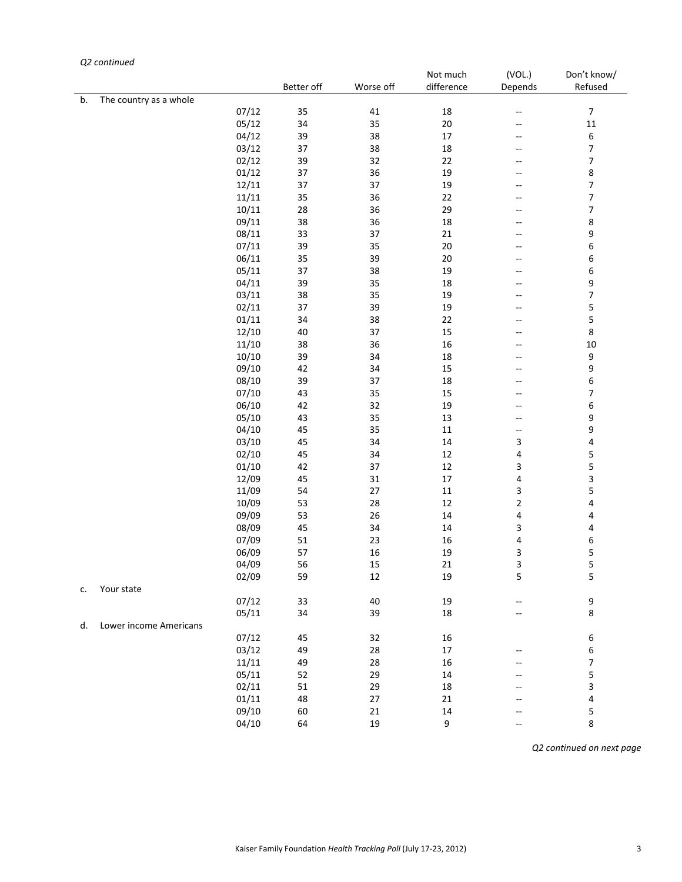*Q2 continued*

| | | Better off | Worse off | Not much difference | (VOL.) Depends | Don't know/ Refused |
|---|---|---|---|---|---|---|
| b. The country as a whole | | | | | | |
| | 07/12 | 35 | 41 | 18 | -- | 7 |
| | 05/12 | 34 | 35 | 20 | -- | 11 |
| | 04/12 | 39 | 38 | 17 | -- | 6 |
| | 03/12 | 37 | 38 | 18 | -- | 7 |
| | 02/12 | 39 | 32 | 22 | -- | 7 |
| | 01/12 | 37 | 36 | 19 | -- | 8 |
| | 12/11 | 37 | 37 | 19 | -- | 7 |
| | 11/11 | 35 | 36 | 22 | -- | 7 |
| | 10/11 | 28 | 36 | 29 | -- | 7 |
| | 09/11 | 38 | 36 | 18 | -- | 8 |
| | 08/11 | 33 | 37 | 21 | -- | 9 |
| | 07/11 | 39 | 35 | 20 | -- | 6 |
| | 06/11 | 35 | 39 | 20 | -- | 6 |
| | 05/11 | 37 | 38 | 19 | -- | 6 |
| | 04/11 | 39 | 35 | 18 | -- | 9 |
| | 03/11 | 38 | 35 | 19 | -- | 7 |
| | 02/11 | 37 | 39 | 19 | -- | 5 |
| | 01/11 | 34 | 38 | 22 | -- | 5 |
| | 12/10 | 40 | 37 | 15 | -- | 8 |
| | 11/10 | 38 | 36 | 16 | -- | 10 |
| | 10/10 | 39 | 34 | 18 | -- | 9 |
| | 09/10 | 42 | 34 | 15 | -- | 9 |
| | 08/10 | 39 | 37 | 18 | -- | 6 |
| | 07/10 | 43 | 35 | 15 | -- | 7 |
| | 06/10 | 42 | 32 | 19 | -- | 6 |
| | 05/10 | 43 | 35 | 13 | -- | 9 |
| | 04/10 | 45 | 35 | 11 | -- | 9 |
| | 03/10 | 45 | 34 | 14 | 3 | 4 |
| | 02/10 | 45 | 34 | 12 | 4 | 5 |
| | 01/10 | 42 | 37 | 12 | 3 | 5 |
| | 12/09 | 45 | 31 | 17 | 4 | 3 |
| | 11/09 | 54 | 27 | 11 | 3 | 5 |
| | 10/09 | 53 | 28 | 12 | 2 | 4 |
| | 09/09 | 53 | 26 | 14 | 4 | 4 |
| | 08/09 | 45 | 34 | 14 | 3 | 4 |
| | 07/09 | 51 | 23 | 16 | 4 | 6 |
| | 06/09 | 57 | 16 | 19 | 3 | 5 |
| | 04/09 | 56 | 15 | 21 | 3 | 5 |
| | 02/09 | 59 | 12 | 19 | 5 | 5 |
| c. Your state | | | | | | |
| | 07/12 | 33 | 40 | 19 | -- | 9 |
| | 05/11 | 34 | 39 | 18 | -- | 8 |
| d. Lower income Americans | | | | | | |
| | 07/12 | 45 | 32 | 16 | | 6 |
| | 03/12 | 49 | 28 | 17 | -- | 6 |
| | 11/11 | 49 | 28 | 16 | -- | 7 |
| | 05/11 | 52 | 29 | 14 | -- | 5 |
| | 02/11 | 51 | 29 | 18 | -- | 3 |
| | 01/11 | 48 | 27 | 21 | -- | 4 |
| | 09/10 | 60 | 21 | 14 | -- | 5 |
| | 04/10 | 64 | 19 | 9 | -- | 8 |

*Q2 continued on next page*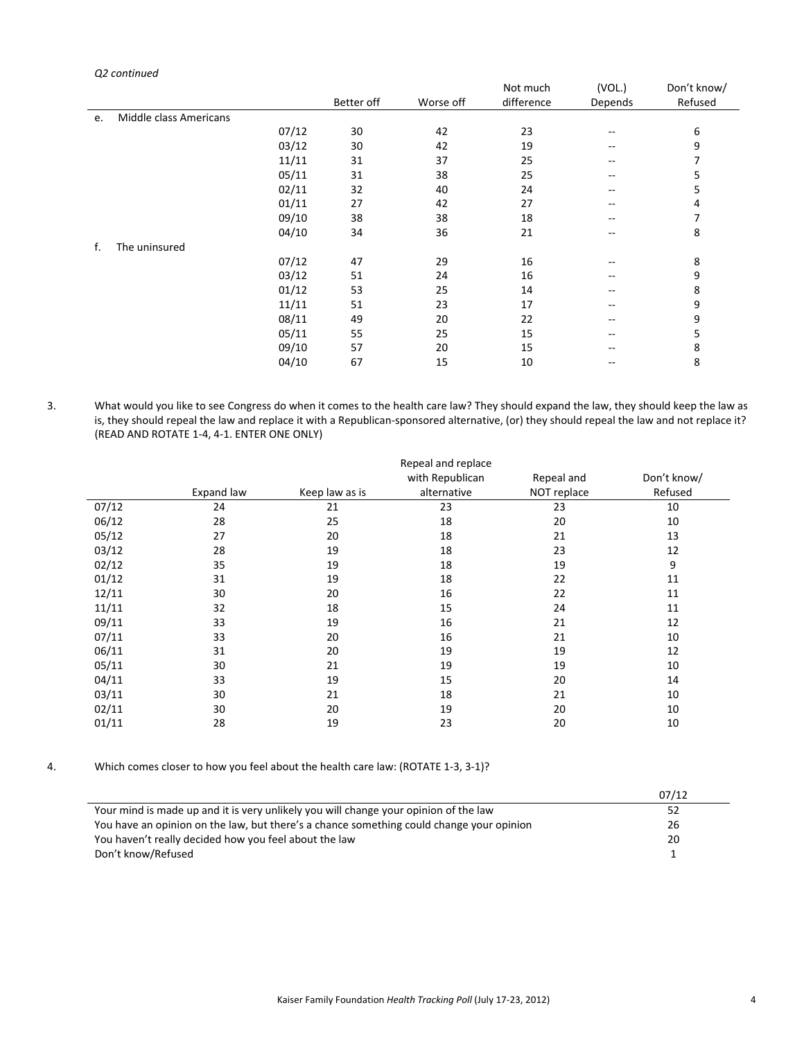*Q2 continued*

| | | Better off | Worse off | Not much difference | (VOL.) Depends | Don't know/ Refused |
|---|---|---|---|---|---|---|
| e. Middle class Americans | | | | | | |
| | 07/12 | 30 | 42 | 23 | -- | 6 |
| | 03/12 | 30 | 42 | 19 | -- | 9 |
| | 11/11 | 31 | 37 | 25 | -- | 7 |
| | 05/11 | 31 | 38 | 25 | -- | 5 |
| | 02/11 | 32 | 40 | 24 | -- | 5 |
| | 01/11 | 27 | 42 | 27 | -- | 4 |
| | 09/10 | 38 | 38 | 18 | -- | 7 |
| | 04/10 | 34 | 36 | 21 | -- | 8 |
| f. The uninsured | | | | | | |
| | 07/12 | 47 | 29 | 16 | -- | 8 |
| | 03/12 | 51 | 24 | 16 | -- | 9 |
| | 01/12 | 53 | 25 | 14 | -- | 8 |
| | 11/11 | 51 | 23 | 17 | -- | 9 |
| | 08/11 | 49 | 20 | 22 | -- | 9 |
| | 05/11 | 55 | 25 | 15 | -- | 5 |
| | 09/10 | 57 | 20 | 15 | -- | 8 |
| | 04/10 | 67 | 15 | 10 | -- | 8 |

3. What would you like to see Congress do when it comes to the health care law? They should expand the law, they should keep the law as is, they should repeal the law and replace it with a Republican-sponsored alternative, (or) they should repeal the law and not replace it? (READ AND ROTATE 1-4, 4-1. ENTER ONE ONLY)

| | Expand law | Keep law as is | Repeal and replace with Republican alternative | Repeal and NOT replace | Don't know/ Refused |
|---|---|---|---|---|---|
| 07/12 | 24 | 21 | 23 | 23 | 10 |
| 06/12 | 28 | 25 | 18 | 20 | 10 |
| 05/12 | 27 | 20 | 18 | 21 | 13 |
| 03/12 | 28 | 19 | 18 | 23 | 12 |
| 02/12 | 35 | 19 | 18 | 19 | 9 |
| 01/12 | 31 | 19 | 18 | 22 | 11 |
| 12/11 | 30 | 20 | 16 | 22 | 11 |
| 11/11 | 32 | 18 | 15 | 24 | 11 |
| 09/11 | 33 | 19 | 16 | 21 | 12 |
| 07/11 | 33 | 20 | 16 | 21 | 10 |
| 06/11 | 31 | 20 | 19 | 19 | 12 |
| 05/11 | 30 | 21 | 19 | 19 | 10 |
| 04/11 | 33 | 19 | 15 | 20 | 14 |
| 03/11 | 30 | 21 | 18 | 21 | 10 |
| 02/11 | 30 | 20 | 19 | 20 | 10 |
| 01/11 | 28 | 19 | 23 | 20 | 10 |

4. Which comes closer to how you feel about the health care law: (ROTATE 1-3, 3-1)?

| | 07/12 |
|---|---|
| Your mind is made up and it is very unlikely you will change your opinion of the law | 52 |
| You have an opinion on the law, but there's a chance something could change your opinion | 26 |
| You haven't really decided how you feel about the law | 20 |
| Don't know/Refused | 1 |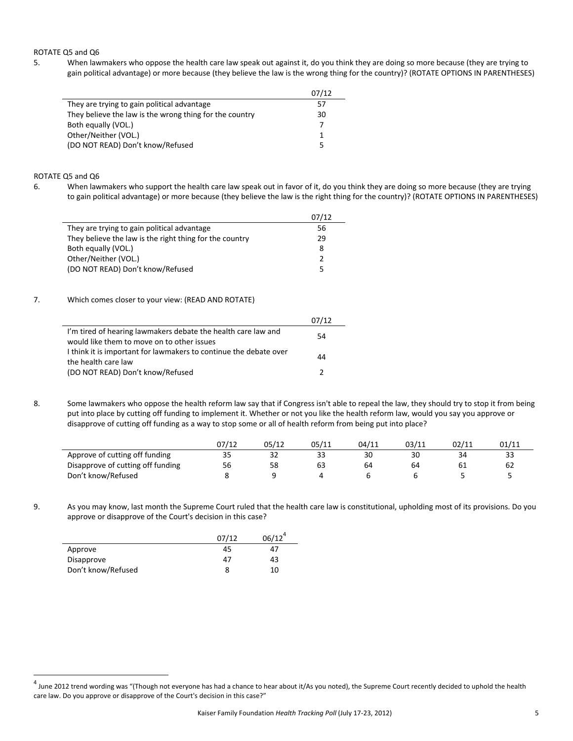ROTATE Q5 and Q6

5. When lawmakers who oppose the health care law speak out against it, do you think they are doing so more because (they are trying to gain political advantage) or more because (they believe the law is the wrong thing for the country)? (ROTATE OPTIONS IN PARENTHESES)

| | 07/12 |
|---|---|
| They are trying to gain political advantage | 57 |
| They believe the law is the wrong thing for the country | 30 |
| Both equally (VOL.) | 7 |
| Other/Neither (VOL.) | 1 |
| (DO NOT READ) Don't know/Refused | 5 |

ROTATE Q5 and Q6

6. When lawmakers who support the health care law speak out in favor of it, do you think they are doing so more because (they are trying to gain political advantage) or more because (they believe the law is the right thing for the country)? (ROTATE OPTIONS IN PARENTHESES)

| | 07/12 |
|---|---|
| They are trying to gain political advantage | 56 |
| They believe the law is the right thing for the country | 29 |
| Both equally (VOL.) | 8 |
| Other/Neither (VOL.) | 2 |
| (DO NOT READ) Don't know/Refused | 5 |

7. Which comes closer to your view: (READ AND ROTATE)

| | 07/12 |
|---|---|
| I'm tired of hearing lawmakers debate the health care law and would like them to move on to other issues | 54 |
| I think it is important for lawmakers to continue the debate over the health care law | 44 |
| (DO NOT READ) Don't know/Refused | 2 |

8. Some lawmakers who oppose the health reform law say that if Congress isn't able to repeal the law, they should try to stop it from being put into place by cutting off funding to implement it. Whether or not you like the health reform law, would you say you approve or disapprove of cutting off funding as a way to stop some or all of health reform from being put into place?

| | 07/12 | 05/12 | 05/11 | 04/11 | 03/11 | 02/11 | 01/11 |
|---|---|---|---|---|---|---|---|
| Approve of cutting off funding | 35 | 32 | 33 | 30 | 30 | 34 | 33 |
| Disapprove of cutting off funding | 56 | 58 | 63 | 64 | 64 | 61 | 62 |
| Don't know/Refused | 8 | 9 | 4 | 6 | 6 | 5 | 5 |

9. As you may know, last month the Supreme Court ruled that the health care law is constitutional, upholding most of its provisions. Do you approve or disapprove of the Court's decision in this case?

| | 07/12 | 06/12[4] |
|---|---|---|
| Approve | 45 | 47 |
| Disapprove | 47 | 43 |
| Don't know/Refused | 8 | 10 |

[4] June 2012 trend wording was "(Though not everyone has had a chance to hear about it/As you noted), the Supreme Court recently decided to uphold the health care law. Do you approve or disapprove of the Court's decision in this case?"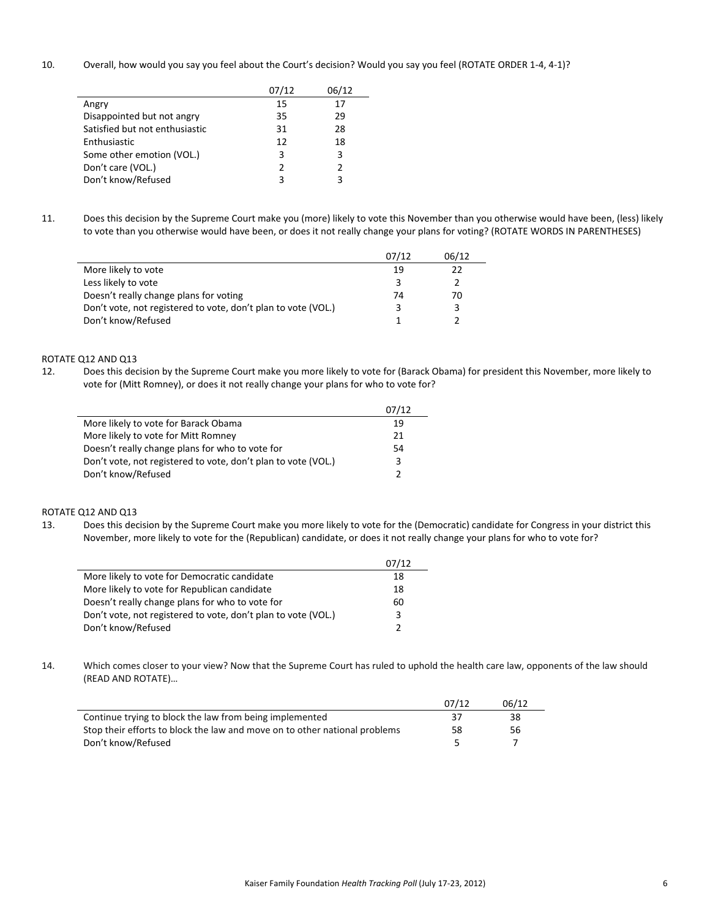10. Overall, how would you say you feel about the Court's decision? Would you say you feel (ROTATE ORDER 1-4, 4-1)?

| | 07/12 | 06/12 |
|---|---|---|
| Angry | 15 | 17 |
| Disappointed but not angry | 35 | 29 |
| Satisfied but not enthusiastic | 31 | 28 |
| Enthusiastic | 12 | 18 |
| Some other emotion (VOL.) | 3 | 3 |
| Don't care (VOL.) | 2 | 2 |
| Don't know/Refused | 3 | 3 |

11. Does this decision by the Supreme Court make you (more) likely to vote this November than you otherwise would have been, (less) likely to vote than you otherwise would have been, or does it not really change your plans for voting? (ROTATE WORDS IN PARENTHESES)

| | 07/12 | 06/12 |
|---|---|---|
| More likely to vote | 19 | 22 |
| Less likely to vote | 3 | 2 |
| Doesn't really change plans for voting | 74 | 70 |
| Don't vote, not registered to vote, don't plan to vote (VOL.) | 3 | 3 |
| Don't know/Refused | 1 | 2 |

ROTATE Q12 AND Q13

12. Does this decision by the Supreme Court make you more likely to vote for (Barack Obama) for president this November, more likely to vote for (Mitt Romney), or does it not really change your plans for who to vote for?

| | 07/12 |
|---|---|
| More likely to vote for Barack Obama | 19 |
| More likely to vote for Mitt Romney | 21 |
| Doesn't really change plans for who to vote for | 54 |
| Don't vote, not registered to vote, don't plan to vote (VOL.) | 3 |
| Don't know/Refused | 2 |

ROTATE Q12 AND Q13

13. Does this decision by the Supreme Court make you more likely to vote for the (Democratic) candidate for Congress in your district this November, more likely to vote for the (Republican) candidate, or does it not really change your plans for who to vote for?

| | 07/12 |
|---|---|
| More likely to vote for Democratic candidate | 18 |
| More likely to vote for Republican candidate | 18 |
| Doesn't really change plans for who to vote for | 60 |
| Don't vote, not registered to vote, don't plan to vote (VOL.) | 3 |
| Don't know/Refused | 2 |

14. Which comes closer to your view? Now that the Supreme Court has ruled to uphold the health care law, opponents of the law should (READ AND ROTATE)…

| | 07/12 | 06/12 |
|---|---|---|
| Continue trying to block the law from being implemented | 37 | 38 |
| Stop their efforts to block the law and move on to other national problems | 58 | 56 |
| Don't know/Refused | 5 | 7 |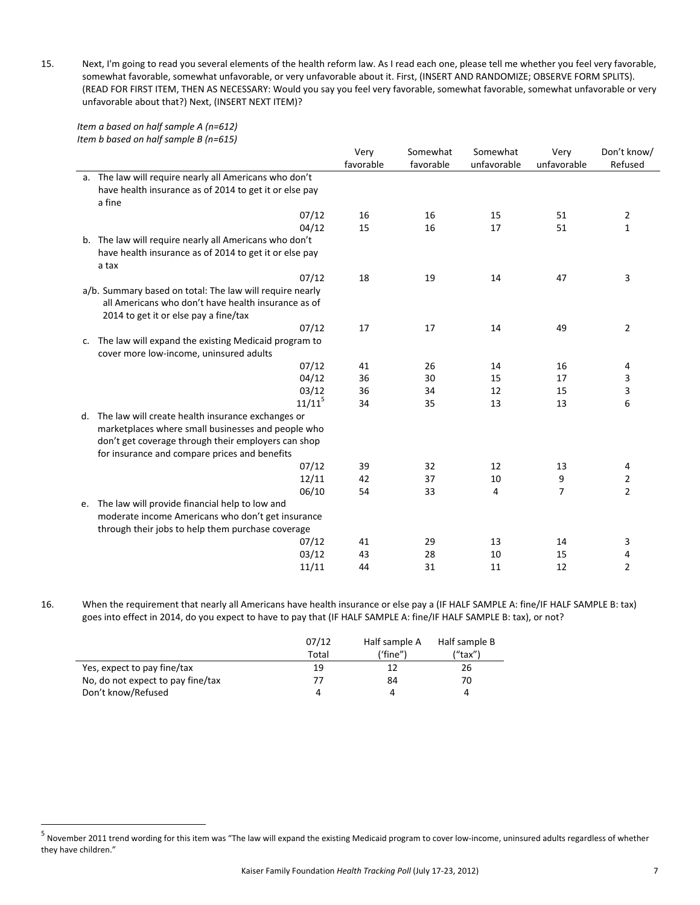15. Next, I'm going to read you several elements of the health reform law. As I read each one, please tell me whether you feel very favorable, somewhat favorable, somewhat unfavorable, or very unfavorable about it. First, (INSERT AND RANDOMIZE; OBSERVE FORM SPLITS). (READ FOR FIRST ITEM, THEN AS NECESSARY: Would you say you feel very favorable, somewhat favorable, somewhat unfavorable or very unfavorable about that?) Next, (INSERT NEXT ITEM)?

*Item a based on half sample A (n=612)*
*Item b based on half sample B (n=615)*

| | Very favorable | Somewhat favorable | Somewhat unfavorable | Very unfavorable | Don't know/ Refused |
|---|---|---|---|---|---|
| a. The law will require nearly all Americans who don't have health insurance as of 2014 to get it or else pay a fine | | | | | |
| 07/12 | 16 | 16 | 15 | 51 | 2 |
| 04/12 | 15 | 16 | 17 | 51 | 1 |
| b. The law will require nearly all Americans who don't have health insurance as of 2014 to get it or else pay a tax | | | | | |
| 07/12 | 18 | 19 | 14 | 47 | 3 |
| a/b. Summary based on total: The law will require nearly all Americans who don't have health insurance as of 2014 to get it or else pay a fine/tax | | | | | |
| 07/12 | 17 | 17 | 14 | 49 | 2 |
| c. The law will expand the existing Medicaid program to cover more low-income, uninsured adults | | | | | |
| 07/12 | 41 | 26 | 14 | 16 | 4 |
| 04/12 | 36 | 30 | 15 | 17 | 3 |
| 03/12 | 36 | 34 | 12 | 15 | 3 |
| 11/11[5] | 34 | 35 | 13 | 13 | 6 |
| d. The law will create health insurance exchanges or marketplaces where small businesses and people who don't get coverage through their employers can shop for insurance and compare prices and benefits | | | | | |
| 07/12 | 39 | 32 | 12 | 13 | 4 |
| 12/11 | 42 | 37 | 10 | 9 | 2 |
| 06/10 | 54 | 33 | 4 | 7 | 2 |
| e. The law will provide financial help to low and moderate income Americans who don't get insurance through their jobs to help them purchase coverage | | | | | |
| 07/12 | 41 | 29 | 13 | 14 | 3 |
| 03/12 | 43 | 28 | 10 | 15 | 4 |
| 11/11 | 44 | 31 | 11 | 12 | 2 |

16. When the requirement that nearly all Americans have health insurance or else pay a (IF HALF SAMPLE A: fine/IF HALF SAMPLE B: tax) goes into effect in 2014, do you expect to have to pay that (IF HALF SAMPLE A: fine/IF HALF SAMPLE B: tax), or not?

| | 07/12 Total | Half sample A ('fine") | Half sample B ("tax") |
|---|---|---|---|
| Yes, expect to pay fine/tax | 19 | 12 | 26 |
| No, do not expect to pay fine/tax | 77 | 84 | 70 |
| Don't know/Refused | 4 | 4 | 4 |

[5] November 2011 trend wording for this item was "The law will expand the existing Medicaid program to cover low-income, uninsured adults regardless of whether they have children."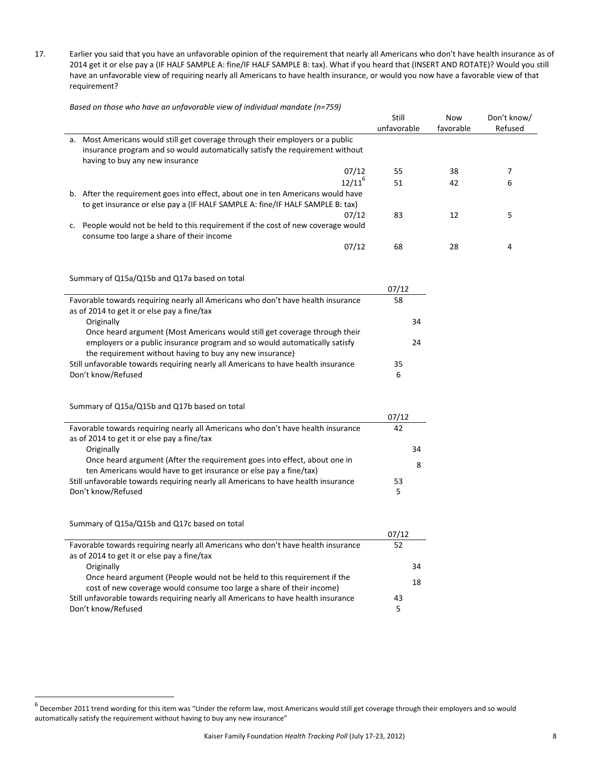17. Earlier you said that you have an unfavorable opinion of the requirement that nearly all Americans who don't have health insurance as of 2014 get it or else pay a (IF HALF SAMPLE A: fine/IF HALF SAMPLE B: tax). What if you heard that (INSERT AND ROTATE)? Would you still have an unfavorable view of requiring nearly all Americans to have health insurance, or would you now have a favorable view of that requirement?

*Based on those who have an unfavorable view of individual mandate (n=759)*

| | | Still unfavorable | Now favorable | Don't know/ Refused |
|---|---|---|---|---|
| a. Most Americans would still get coverage through their employers or a public insurance program and so would automatically satisfy the requirement without having to buy any new insurance | | | | |
| | 07/12 | 55 | 38 | 7 |
| | 12/11[6] | 51 | 42 | 6 |
| b. After the requirement goes into effect, about one in ten Americans would have to get insurance or else pay a (IF HALF SAMPLE A: fine/IF HALF SAMPLE B: tax) | 07/12 | 83 | 12 | 5 |
| c. People would not be held to this requirement if the cost of new coverage would consume too large a share of their income | 07/12 | 68 | 28 | 4 |

Summary of Q15a/Q15b and Q17a based on total

| | 07/12 | |
|---|---|---|
| Favorable towards requiring nearly all Americans who don't have health insurance as of 2014 to get it or else pay a fine/tax | 58 | |
| Originally | | 34 |
| Once heard argument (Most Americans would still get coverage through their employers or a public insurance program and so would automatically satisfy the requirement without having to buy any new insurance) | | 24 |
| Still unfavorable towards requiring nearly all Americans to have health insurance | 35 | |
| Don't know/Refused | 6 | |

Summary of Q15a/Q15b and Q17b based on total

| | 07/12 | |
|---|---|---|
| Favorable towards requiring nearly all Americans who don't have health insurance as of 2014 to get it or else pay a fine/tax | 42 | |
| Originally | | 34 |
| Once heard argument (After the requirement goes into effect, about one in ten Americans would have to get insurance or else pay a fine/tax) | | 8 |
| Still unfavorable towards requiring nearly all Americans to have health insurance | 53 | |
| Don't know/Refused | 5 | |

Summary of Q15a/Q15b and Q17c based on total

| | 07/12 | |
|---|---|---|
| Favorable towards requiring nearly all Americans who don't have health insurance as of 2014 to get it or else pay a fine/tax | 52 | |
| Originally | | 34 |
| Once heard argument (People would not be held to this requirement if the cost of new coverage would consume too large a share of their income) | | 18 |
| Still unfavorable towards requiring nearly all Americans to have health insurance | 43 | |
| Don't know/Refused | 5 | |

[6] December 2011 trend wording for this item was "Under the reform law, most Americans would still get coverage through their employers and so would automatically satisfy the requirement without having to buy any new insurance"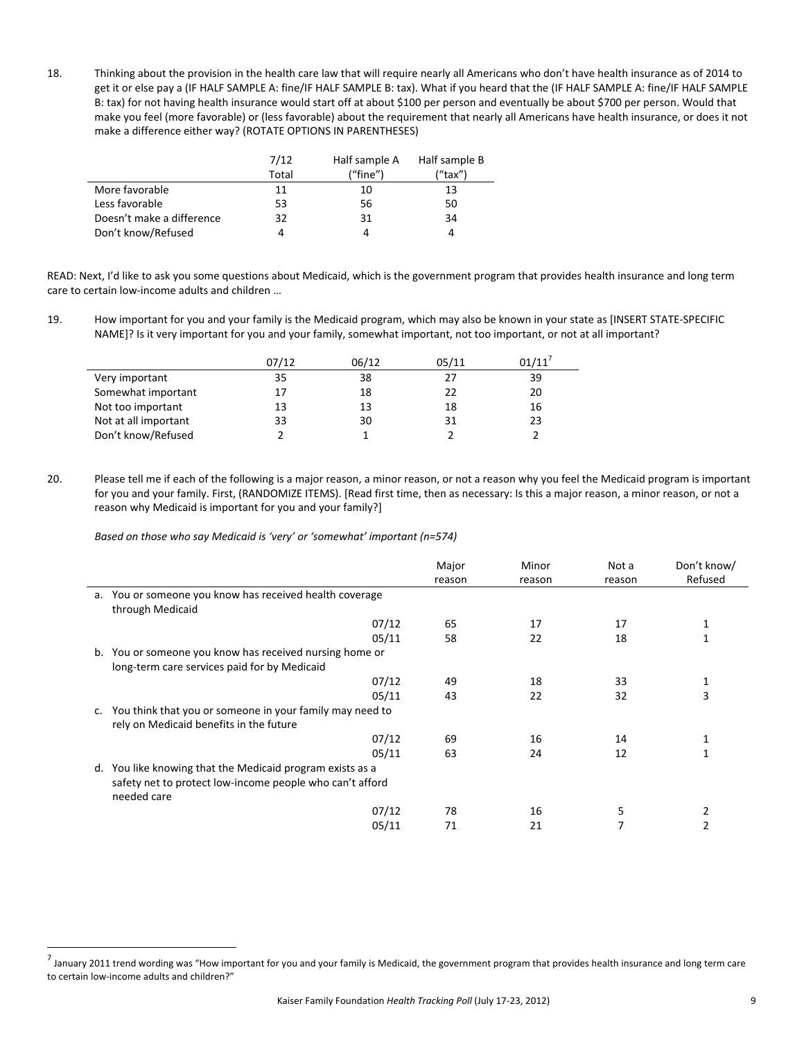18. Thinking about the provision in the health care law that will require nearly all Americans who don't have health insurance as of 2014 to get it or else pay a (IF HALF SAMPLE A: fine/IF HALF SAMPLE B: tax). What if you heard that the (IF HALF SAMPLE A: fine/IF HALF SAMPLE B: tax) for not having health insurance would start off at about $100 per person and eventually be about $700 per person. Would that make you feel (more favorable) or (less favorable) about the requirement that nearly all Americans have health insurance, or does it not make a difference either way? (ROTATE OPTIONS IN PARENTHESES)

| | 7/12 Total | Half sample A ("fine") | Half sample B ("tax") |
|---|---|---|---|
| More favorable | 11 | 10 | 13 |
| Less favorable | 53 | 56 | 50 |
| Doesn't make a difference | 32 | 31 | 34 |
| Don't know/Refused | 4 | 4 | 4 |

READ: Next, I'd like to ask you some questions about Medicaid, which is the government program that provides health insurance and long term care to certain low-income adults and children …

19. How important for you and your family is the Medicaid program, which may also be known in your state as [INSERT STATE-SPECIFIC NAME]? Is it very important for you and your family, somewhat important, not too important, or not at all important?

| | 07/12 | 06/12 | 05/11 | 01/11[7] |
|---|---|---|---|---|
| Very important | 35 | 38 | 27 | 39 |
| Somewhat important | 17 | 18 | 22 | 20 |
| Not too important | 13 | 13 | 18 | 16 |
| Not at all important | 33 | 30 | 31 | 23 |
| Don't know/Refused | 2 | 1 | 2 | 2 |

20. Please tell me if each of the following is a major reason, a minor reason, or not a reason why you feel the Medicaid program is important for you and your family. First, (RANDOMIZE ITEMS). [Read first time, then as necessary: Is this a major reason, a minor reason, or not a reason why Medicaid is important for you and your family?]

*Based on those who say Medicaid is 'very' or 'somewhat' important (n=574)*

| | Major reason | Minor reason | Not a reason | Don't know/ Refused |
|---|---|---|---|---|
| a. You or someone you know has received health coverage through Medicaid | | | | |
| 07/12 | 65 | 17 | 17 | 1 |
| 05/11 | 58 | 22 | 18 | 1 |
| b. You or someone you know has received nursing home or long-term care services paid for by Medicaid | | | | |
| 07/12 | 49 | 18 | 33 | 1 |
| 05/11 | 43 | 22 | 32 | 3 |
| c. You think that you or someone in your family may need to rely on Medicaid benefits in the future | | | | |
| 07/12 | 69 | 16 | 14 | 1 |
| 05/11 | 63 | 24 | 12 | 1 |
| d. You like knowing that the Medicaid program exists as a safety net to protect low-income people who can't afford needed care | | | | |
| 07/12 | 78 | 16 | 5 | 2 |
| 05/11 | 71 | 21 | 7 | 2 |

[7] January 2011 trend wording was "How important for you and your family is Medicaid, the government program that provides health insurance and long term care to certain low-income adults and children?"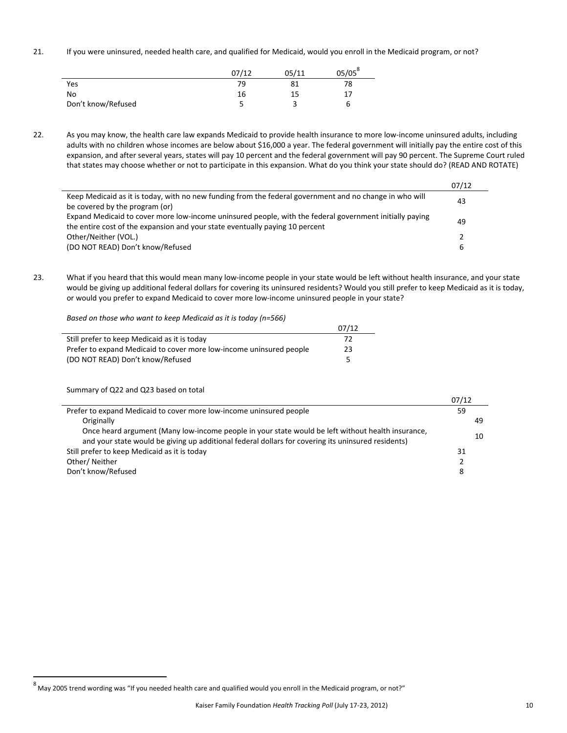21. If you were uninsured, needed health care, and qualified for Medicaid, would you enroll in the Medicaid program, or not?

| | 07/12 | 05/11 | 05/05[8] |
|---|---|---|---|
| Yes | 79 | 81 | 78 |
| No | 16 | 15 | 17 |
| Don't know/Refused | 5 | 3 | 6 |

22. As you may know, the health care law expands Medicaid to provide health insurance to more low-income uninsured adults, including adults with no children whose incomes are below about $16,000 a year. The federal government will initially pay the entire cost of this expansion, and after several years, states will pay 10 percent and the federal government will pay 90 percent. The Supreme Court ruled that states may choose whether or not to participate in this expansion. What do you think your state should do? (READ AND ROTATE)

| | 07/12 |
|---|---|
| Keep Medicaid as it is today, with no new funding from the federal government and no change in who will be covered by the program (or) | 43 |
| Expand Medicaid to cover more low-income uninsured people, with the federal government initially paying the entire cost of the expansion and your state eventually paying 10 percent | 49 |
| Other/Neither (VOL.) | 2 |
| (DO NOT READ) Don't know/Refused | 6 |

23. What if you heard that this would mean many low-income people in your state would be left without health insurance, and your state would be giving up additional federal dollars for covering its uninsured residents? Would you still prefer to keep Medicaid as it is today, or would you prefer to expand Medicaid to cover more low-income uninsured people in your state?

*Based on those who want to keep Medicaid as it is today (n=566)*

| | 07/12 |
|---|---|
| Still prefer to keep Medicaid as it is today | 72 |
| Prefer to expand Medicaid to cover more low-income uninsured people | 23 |
| (DO NOT READ) Don't know/Refused | 5 |

Summary of Q22 and Q23 based on total

| | 07/12 | |
|---|---|---|
| Prefer to expand Medicaid to cover more low-income uninsured people | 59 | |
| Originally | | 49 |
| Once heard argument (Many low-income people in your state would be left without health insurance, and your state would be giving up additional federal dollars for covering its uninsured residents) | | 10 |
| Still prefer to keep Medicaid as it is today | 31 | |
| Other/ Neither | 2 | |
| Don't know/Refused | 8 | |

[8] May 2005 trend wording was "If you needed health care and qualified would you enroll in the Medicaid program, or not?"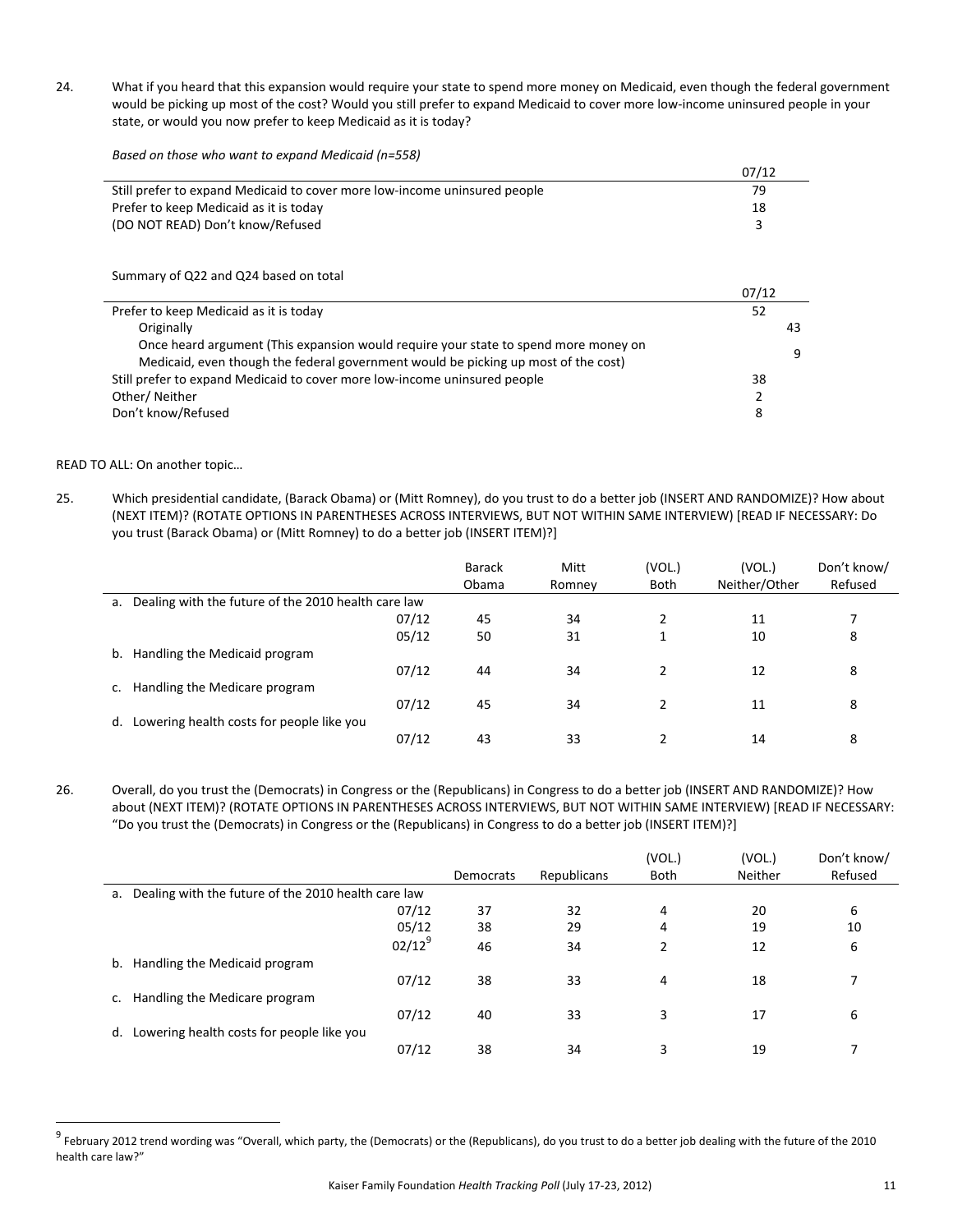24. What if you heard that this expansion would require your state to spend more money on Medicaid, even though the federal government would be picking up most of the cost? Would you still prefer to expand Medicaid to cover more low-income uninsured people in your state, or would you now prefer to keep Medicaid as it is today?

*Based on those who want to expand Medicaid (n=558)*

| | 07/12 |
|---|---|
| Still prefer to expand Medicaid to cover more low-income uninsured people | 79 |
| Prefer to keep Medicaid as it is today | 18 |
| (DO NOT READ) Don't know/Refused | 3 |

Summary of Q22 and Q24 based on total

| | 07/12 | |
|---|---|---|
| Prefer to keep Medicaid as it is today | 52 | |
| Originally | | 43 |
| Once heard argument (This expansion would require your state to spend more money on Medicaid, even though the federal government would be picking up most of the cost) | | 9 |
| Still prefer to expand Medicaid to cover more low-income uninsured people | 38 | |
| Other/ Neither | 2 | |
| Don't know/Refused | 8 | |

READ TO ALL: On another topic…

25. Which presidential candidate, (Barack Obama) or (Mitt Romney), do you trust to do a better job (INSERT AND RANDOMIZE)? How about (NEXT ITEM)? (ROTATE OPTIONS IN PARENTHESES ACROSS INTERVIEWS, BUT NOT WITHIN SAME INTERVIEW) [READ IF NECESSARY: Do you trust (Barack Obama) or (Mitt Romney) to do a better job (INSERT ITEM)?]

| | | Barack Obama | Mitt Romney | (VOL.) Both | (VOL.) Neither/Other | Don't know/ Refused |
|---|---|---|---|---|---|---|
| a. Dealing with the future of the 2010 health care law | | | | | | |
| | 07/12 | 45 | 34 | 2 | 11 | 7 |
| | 05/12 | 50 | 31 | 1 | 10 | 8 |
| b. Handling the Medicaid program | | | | | | |
| | 07/12 | 44 | 34 | 2 | 12 | 8 |
| c. Handling the Medicare program | | | | | | |
| | 07/12 | 45 | 34 | 2 | 11 | 8 |
| d. Lowering health costs for people like you | | | | | | |
| | 07/12 | 43 | 33 | 2 | 14 | 8 |

26. Overall, do you trust the (Democrats) in Congress or the (Republicans) in Congress to do a better job (INSERT AND RANDOMIZE)? How about (NEXT ITEM)? (ROTATE OPTIONS IN PARENTHESES ACROSS INTERVIEWS, BUT NOT WITHIN SAME INTERVIEW) [READ IF NECESSARY: "Do you trust the (Democrats) in Congress or the (Republicans) in Congress to do a better job (INSERT ITEM)?]

| | | Democrats | Republicans | (VOL.) Both | (VOL.) Neither | Don't know/ Refused |
|---|---|---|---|---|---|---|
| a. Dealing with the future of the 2010 health care law | | | | | | |
| | 07/12 | 37 | 32 | 4 | 20 | 6 |
| | 05/12 | 38 | 29 | 4 | 19 | 10 |
| | 02/12[9] | 46 | 34 | 2 | 12 | 6 |
| b. Handling the Medicaid program | | | | | | |
| | 07/12 | 38 | 33 | 4 | 18 | 7 |
| c. Handling the Medicare program | | | | | | |
| | 07/12 | 40 | 33 | 3 | 17 | 6 |
| d. Lowering health costs for people like you | | | | | | |
| | 07/12 | 38 | 34 | 3 | 19 | 7 |

[9] February 2012 trend wording was "Overall, which party, the (Democrats) or the (Republicans), do you trust to do a better job dealing with the future of the 2010 health care law?"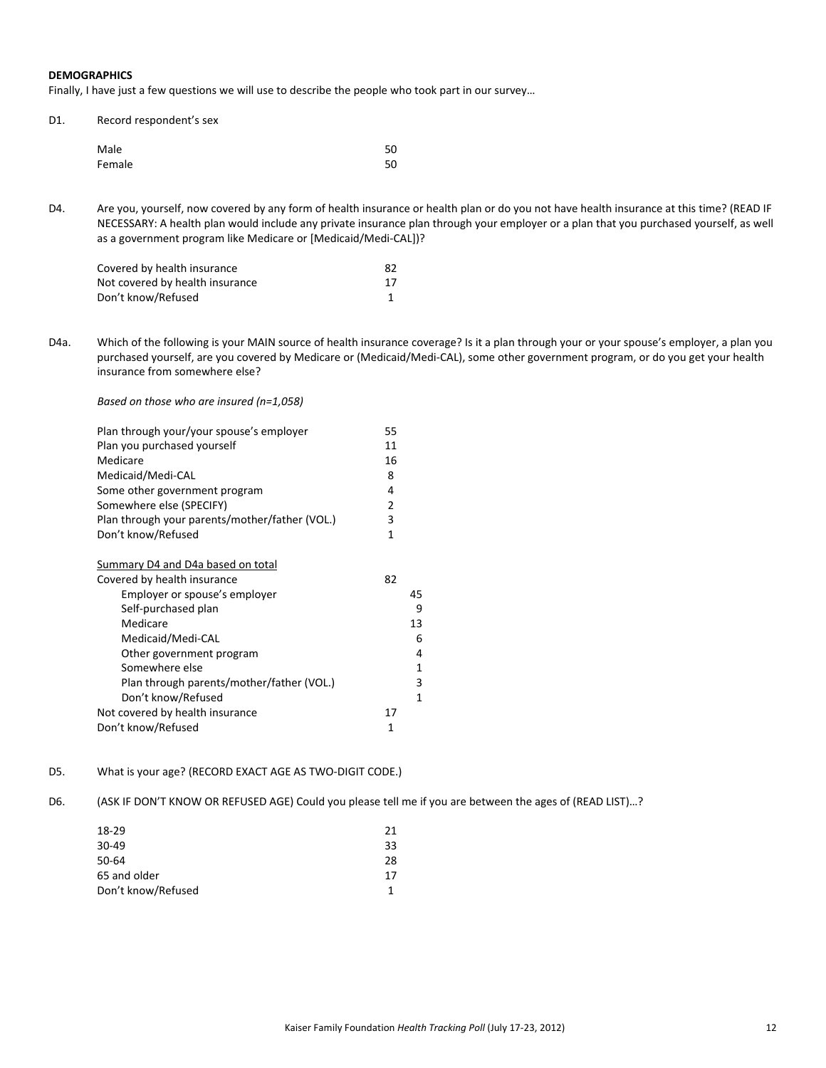**DEMOGRAPHICS**

Finally, I have just a few questions we will use to describe the people who took part in our survey…

D1. Record respondent's sex

| | |
|---|---|
| Male | 50 |
| Female | 50 |

D4. Are you, yourself, now covered by any form of health insurance or health plan or do you not have health insurance at this time? (READ IF NECESSARY: A health plan would include any private insurance plan through your employer or a plan that you purchased yourself, as well as a government program like Medicare or [Medicaid/Medi-CAL])?

| | |
|---|---|
| Covered by health insurance | 82 |
| Not covered by health insurance | 17 |
| Don't know/Refused | 1 |

D4a. Which of the following is your MAIN source of health insurance coverage? Is it a plan through your or your spouse's employer, a plan you purchased yourself, are you covered by Medicare or (Medicaid/Medi-CAL), some other government program, or do you get your health insurance from somewhere else?

*Based on those who are insured (n=1,058)*

| | |
|---|---|
| Plan through your/your spouse's employer | 55 |
| Plan you purchased yourself | 11 |
| Medicare | 16 |
| Medicaid/Medi-CAL | 8 |
| Some other government program | 4 |
| Somewhere else (SPECIFY) | 2 |
| Plan through your parents/mother/father (VOL.) | 3 |
| Don't know/Refused | 1 |

| Summary D4 and D4a based on total | | |
|---|---|---|
| Covered by health insurance | 82 | |
| Employer or spouse's employer | | 45 |
| Self-purchased plan | | 9 |
| Medicare | | 13 |
| Medicaid/Medi-CAL | | 6 |
| Other government program | | 4 |
| Somewhere else | | 1 |
| Plan through parents/mother/father (VOL.) | | 3 |
| Don't know/Refused | | 1 |
| Not covered by health insurance | 17 | |
| Don't know/Refused | 1 | |

D5. What is your age? (RECORD EXACT AGE AS TWO-DIGIT CODE.)

D6. (ASK IF DON'T KNOW OR REFUSED AGE) Could you please tell me if you are between the ages of (READ LIST)…?

| | |
|---|---|
| 18-29 | 21 |
| 30-49 | 33 |
| 50-64 | 28 |
| 65 and older | 17 |
| Don't know/Refused | 1 |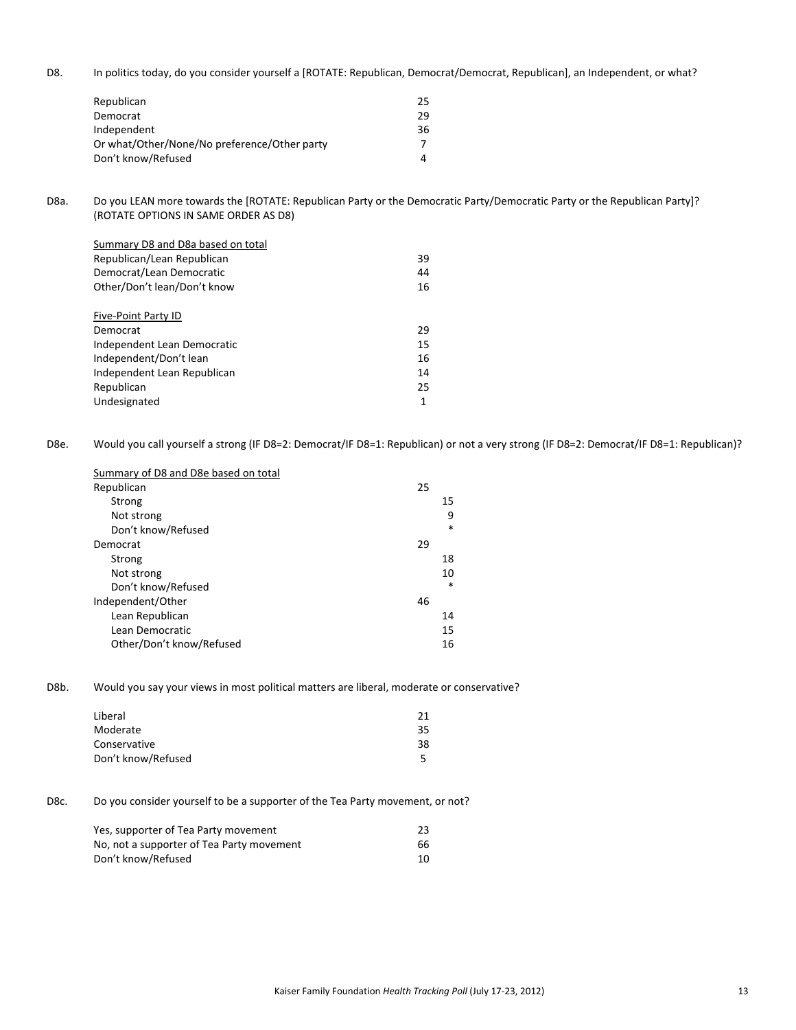D8. In politics today, do you consider yourself a [ROTATE: Republican, Democrat/Democrat, Republican], an Independent, or what?

| | |
|---|---|
| Republican | 25 |
| Democrat | 29 |
| Independent | 36 |
| Or what/Other/None/No preference/Other party | 7 |
| Don't know/Refused | 4 |

D8a. Do you LEAN more towards the [ROTATE: Republican Party or the Democratic Party/Democratic Party or the Republican Party]? (ROTATE OPTIONS IN SAME ORDER AS D8)

| Summary D8 and D8a based on total | |
|---|---|
| Republican/Lean Republican | 39 |
| Democrat/Lean Democratic | 44 |
| Other/Don't lean/Don't know | 16 |

| Five-Point Party ID | |
|---|---|
| Democrat | 29 |
| Independent Lean Democratic | 15 |
| Independent/Don't lean | 16 |
| Independent Lean Republican | 14 |
| Republican | 25 |
| Undesignated | 1 |

D8e. Would you call yourself a strong (IF D8=2: Democrat/IF D8=1: Republican) or not a very strong (IF D8=2: Democrat/IF D8=1: Republican)?

| Summary of D8 and D8e based on total | | |
|---|---|---|
| Republican | 25 | |
| Strong | | 15 |
| Not strong | | 9 |
| Don't know/Refused | | * |
| Democrat | 29 | |
| Strong | | 18 |
| Not strong | | 10 |
| Don't know/Refused | | * |
| Independent/Other | 46 | |
| Lean Republican | | 14 |
| Lean Democratic | | 15 |
| Other/Don't know/Refused | | 16 |

D8b. Would you say your views in most political matters are liberal, moderate or conservative?

| | |
|---|---|
| Liberal | 21 |
| Moderate | 35 |
| Conservative | 38 |
| Don't know/Refused | 5 |

D8c. Do you consider yourself to be a supporter of the Tea Party movement, or not?

| | |
|---|---|
| Yes, supporter of Tea Party movement | 23 |
| No, not a supporter of Tea Party movement | 66 |
| Don't know/Refused | 10 |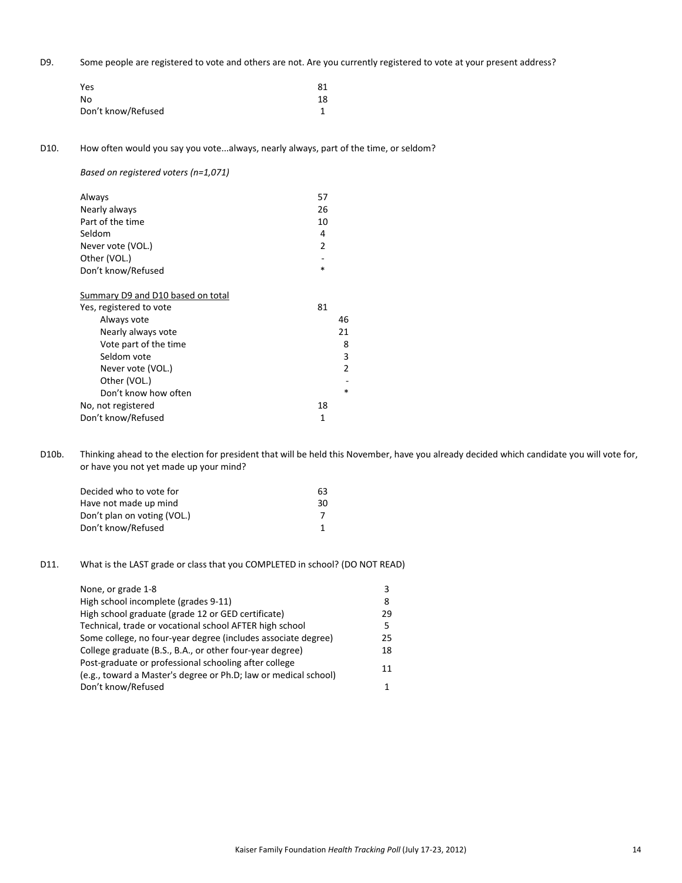D9. Some people are registered to vote and others are not. Are you currently registered to vote at your present address?

| | |
|---|---|
| Yes | 81 |
| No | 18 |
| Don't know/Refused | 1 |

D10. How often would you say you vote...always, nearly always, part of the time, or seldom?

*Based on registered voters (n=1,071)*

| | |
|---|---|
| Always | 57 |
| Nearly always | 26 |
| Part of the time | 10 |
| Seldom | 4 |
| Never vote (VOL.) | 2 |
| Other (VOL.) | - |
| Don't know/Refused | * |

| Summary D9 and D10 based on total | | |
|---|---|---|
| Yes, registered to vote | 81 | |
| Always vote | | 46 |
| Nearly always vote | | 21 |
| Vote part of the time | | 8 |
| Seldom vote | | 3 |
| Never vote (VOL.) | | 2 |
| Other (VOL.) | | - |
| Don't know how often | | * |
| No, not registered | 18 | |
| Don't know/Refused | 1 | |

D10b. Thinking ahead to the election for president that will be held this November, have you already decided which candidate you will vote for, or have you not yet made up your mind?

| | |
|---|---|
| Decided who to vote for | 63 |
| Have not made up mind | 30 |
| Don't plan on voting (VOL.) | 7 |
| Don't know/Refused | 1 |

D11. What is the LAST grade or class that you COMPLETED in school? (DO NOT READ)

| | |
|---|---|
| None, or grade 1-8 | 3 |
| High school incomplete (grades 9-11) | 8 |
| High school graduate (grade 12 or GED certificate) | 29 |
| Technical, trade or vocational school AFTER high school | 5 |
| Some college, no four-year degree (includes associate degree) | 25 |
| College graduate (B.S., B.A., or other four-year degree) | 18 |
| Post-graduate or professional schooling after college (e.g., toward a Master's degree or Ph.D; law or medical school) | 11 |
| Don't know/Refused | 1 |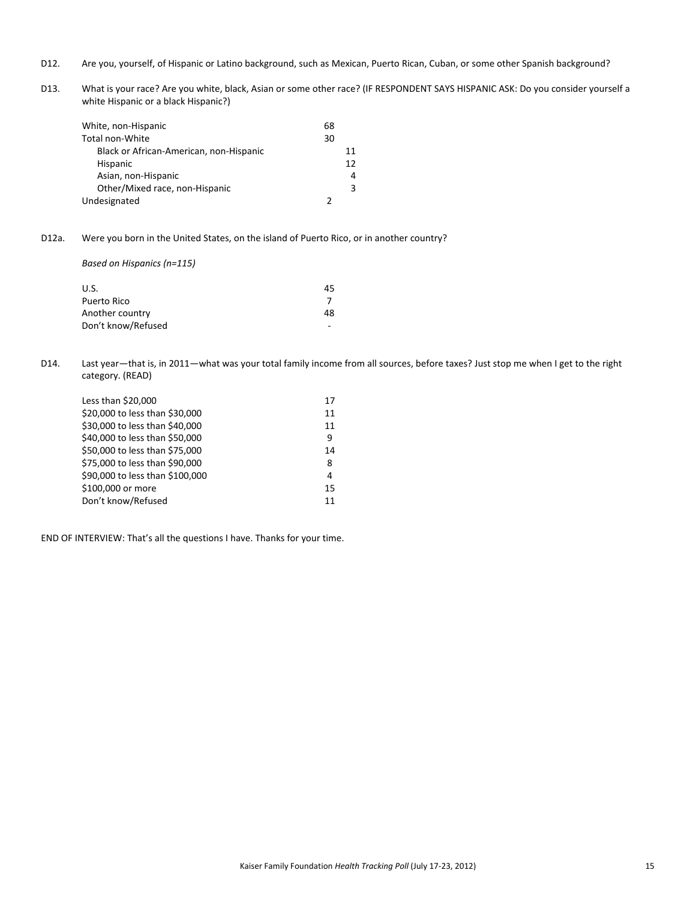D12. Are you, yourself, of Hispanic or Latino background, such as Mexican, Puerto Rican, Cuban, or some other Spanish background?

D13. What is your race? Are you white, black, Asian or some other race? (IF RESPONDENT SAYS HISPANIC ASK: Do you consider yourself a white Hispanic or a black Hispanic?)

| | | |
|---|---|---|
| White, non-Hispanic | 68 | |
| Total non-White | 30 | |
| Black or African-American, non-Hispanic | | 11 |
| Hispanic | | 12 |
| Asian, non-Hispanic | | 4 |
| Other/Mixed race, non-Hispanic | | 3 |
| Undesignated | 2 | |

D12a. Were you born in the United States, on the island of Puerto Rico, or in another country?

*Based on Hispanics (n=115)*

| | |
|---|---|
| U.S. | 45 |
| Puerto Rico | 7 |
| Another country | 48 |
| Don't know/Refused | - |

D14. Last year—that is, in 2011—what was your total family income from all sources, before taxes? Just stop me when I get to the right category. (READ)

| | |
|---|---|
| Less than $20,000 | 17 |
| $20,000 to less than $30,000 | 11 |
| $30,000 to less than $40,000 | 11 |
| $40,000 to less than $50,000 | 9 |
| $50,000 to less than $75,000 | 14 |
| $75,000 to less than $90,000 | 8 |
| $90,000 to less than $100,000 | 4 |
| $100,000 or more | 15 |
| Don't know/Refused | 11 |

END OF INTERVIEW: That's all the questions I have. Thanks for your time.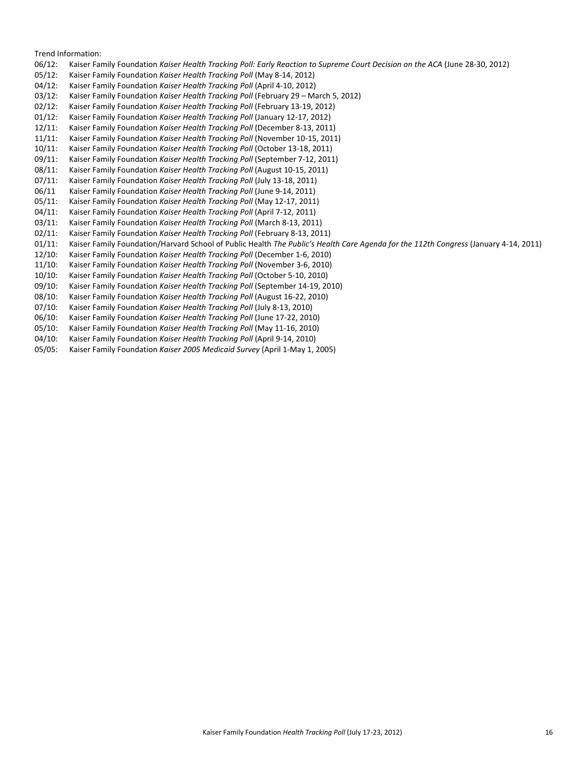Trend Information:

06/12: Kaiser Family Foundation *Kaiser Health Tracking Poll: Early Reaction to Supreme Court Decision on the ACA* (June 28-30, 2012)
05/12: Kaiser Family Foundation *Kaiser Health Tracking Poll* (May 8-14, 2012)
04/12: Kaiser Family Foundation *Kaiser Health Tracking Poll* (April 4-10, 2012)
03/12: Kaiser Family Foundation *Kaiser Health Tracking Poll* (February 29 – March 5, 2012)
02/12: Kaiser Family Foundation *Kaiser Health Tracking Poll* (February 13-19, 2012)
01/12: Kaiser Family Foundation *Kaiser Health Tracking Poll* (January 12-17, 2012)
12/11: Kaiser Family Foundation *Kaiser Health Tracking Poll* (December 8-13, 2011)
11/11: Kaiser Family Foundation *Kaiser Health Tracking Poll* (November 10-15, 2011)
10/11: Kaiser Family Foundation *Kaiser Health Tracking Poll* (October 13-18, 2011)
09/11: Kaiser Family Foundation *Kaiser Health Tracking Poll* (September 7-12, 2011)
08/11: Kaiser Family Foundation *Kaiser Health Tracking Poll* (August 10-15, 2011)
07/11: Kaiser Family Foundation *Kaiser Health Tracking Poll* (July 13-18, 2011)
06/11 Kaiser Family Foundation *Kaiser Health Tracking Poll* (June 9-14, 2011)
05/11: Kaiser Family Foundation *Kaiser Health Tracking Poll* (May 12-17, 2011)
04/11: Kaiser Family Foundation *Kaiser Health Tracking Poll* (April 7-12, 2011)
03/11: Kaiser Family Foundation *Kaiser Health Tracking Poll* (March 8-13, 2011)
02/11: Kaiser Family Foundation *Kaiser Health Tracking Poll* (February 8-13, 2011)
01/11: Kaiser Family Foundation/Harvard School of Public Health *The Public's Health Care Agenda for the 112th Congress* (January 4-14, 2011)
12/10: Kaiser Family Foundation *Kaiser Health Tracking Poll* (December 1-6, 2010)
11/10: Kaiser Family Foundation *Kaiser Health Tracking Poll* (November 3-6, 2010)
10/10: Kaiser Family Foundation *Kaiser Health Tracking Poll* (October 5-10, 2010)
09/10: Kaiser Family Foundation *Kaiser Health Tracking Poll* (September 14-19, 2010)
08/10: Kaiser Family Foundation *Kaiser Health Tracking Poll* (August 16-22, 2010)
07/10: Kaiser Family Foundation *Kaiser Health Tracking Poll* (July 8-13, 2010)
06/10: Kaiser Family Foundation *Kaiser Health Tracking Poll* (June 17-22, 2010)
05/10: Kaiser Family Foundation *Kaiser Health Tracking Poll* (May 11-16, 2010)
04/10: Kaiser Family Foundation *Kaiser Health Tracking Poll* (April 9-14, 2010)
05/05: Kaiser Family Foundation *Kaiser 2005 Medicaid Survey* (April 1-May 1, 2005)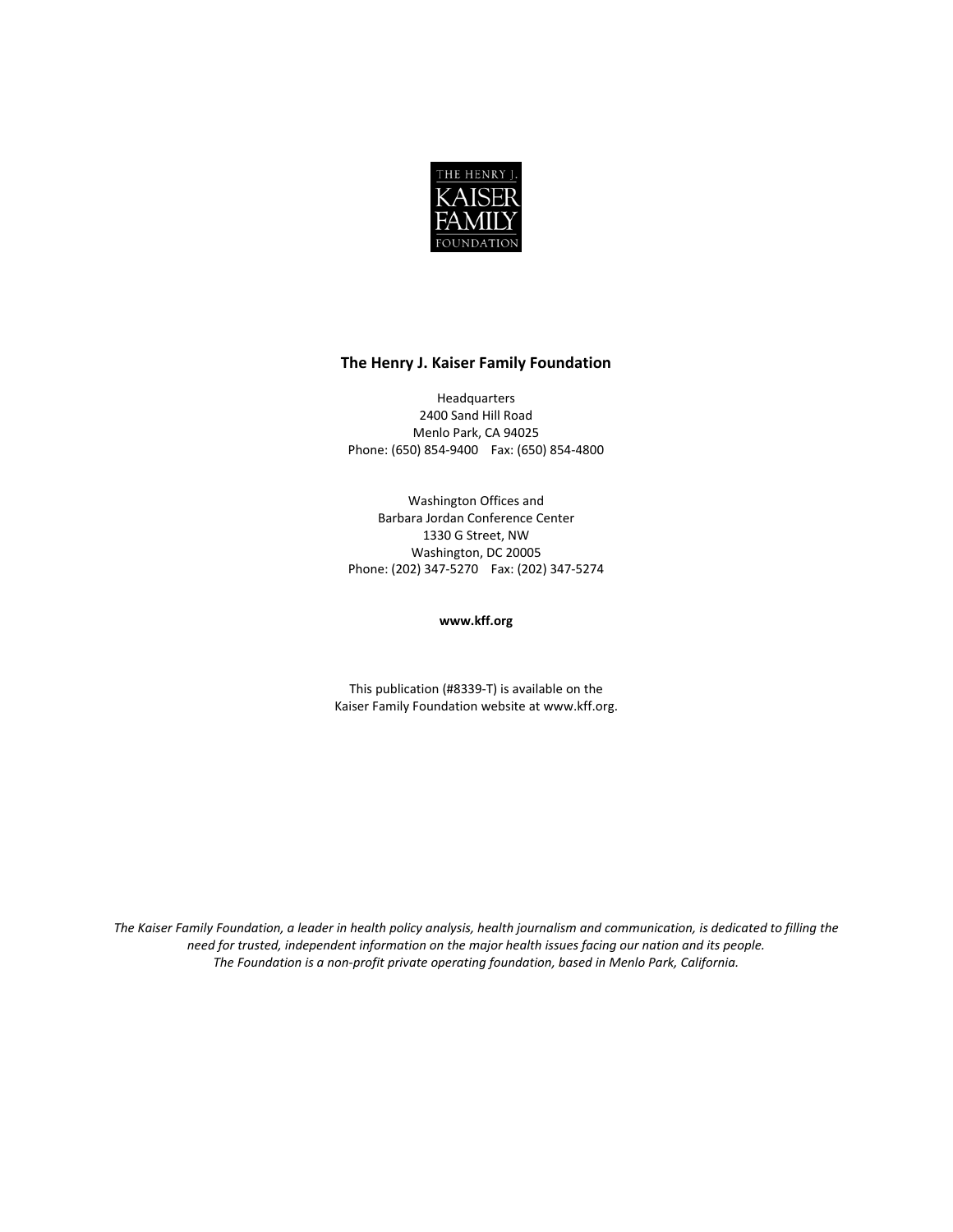THE HENRY J.
KAISER
FAMILY
FOUNDATION

**The Henry J. Kaiser Family Foundation**

Headquarters
2400 Sand Hill Road
Menlo Park, CA 94025
Phone: (650) 854-9400 Fax: (650) 854-4800

Washington Offices and
Barbara Jordan Conference Center
1330 G Street, NW
Washington, DC 20005
Phone: (202) 347-5270 Fax: (202) 347-5274

**www.kff.org**

This publication (#8339-T) is available on the
Kaiser Family Foundation website at www.kff.org.

*The Kaiser Family Foundation, a leader in health policy analysis, health journalism and communication, is dedicated to filling the need for trusted, independent information on the major health issues facing our nation and its people. The Foundation is a non-profit private operating foundation, based in Menlo Park, California.*